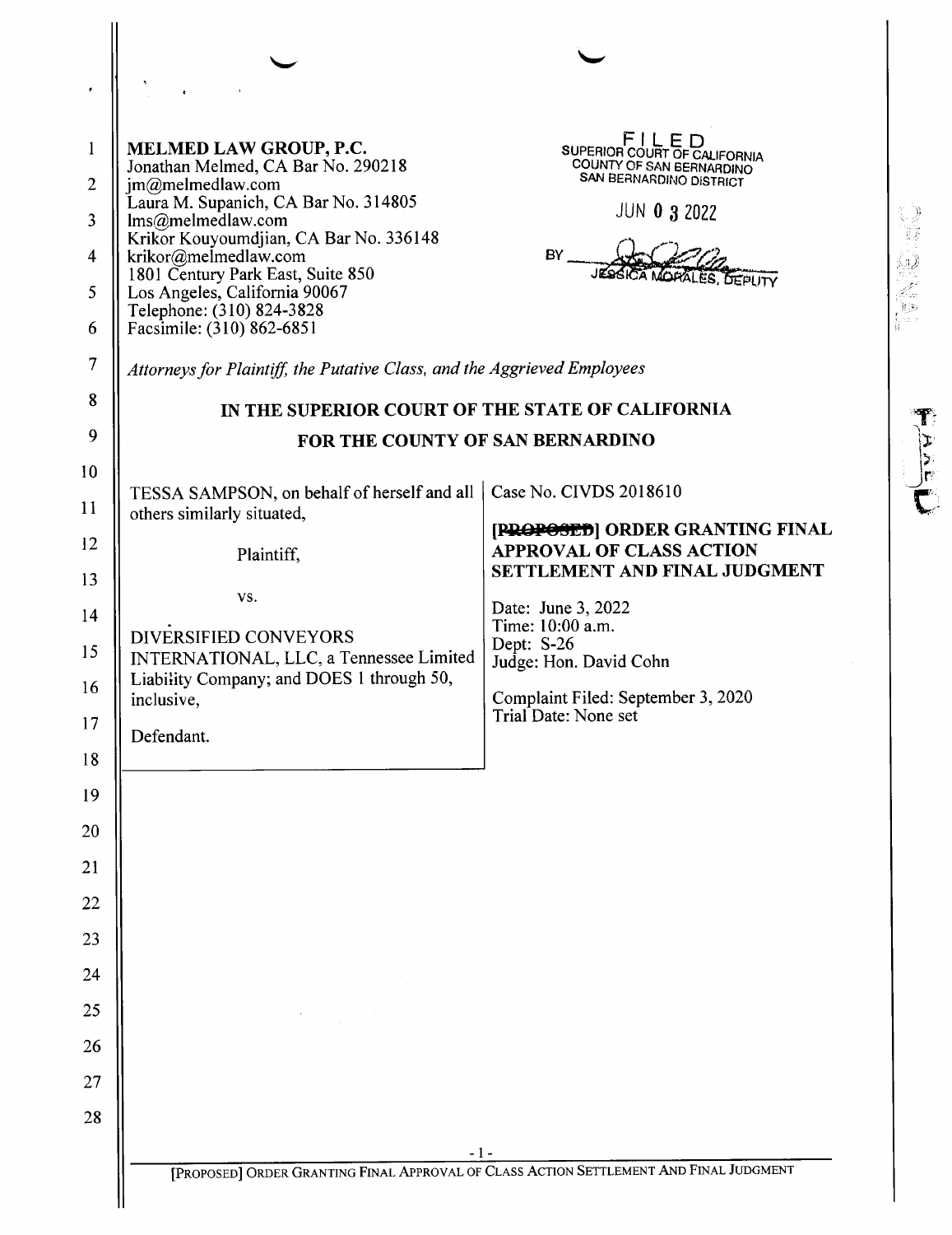MELMED LAW GROUP, P.C.
Jonathan Melmed, CA Bar No. 290218
jm@melmedlaw.com
Laura M. Supanich, CA Bar No. 314805
lms@melmedlaw.com
Krikor Kouyoumdjian, CA Bar No. 336148
krikor@melmedlaw.com
1801 Century Park East, Suite 850
Los Angeles, California 90067
Telephone: (310) 824-3828
Facsimile: (310) 862-6851

FILED
SUPERIOR COURT OF CALIFORNIA
COUNTY OF SAN BERNARDINO
SAN BERNARDINO DISTRICT

JUN 03 2022

BY JESSICA MORALES, DEPUTY

*Attorneys for Plaintiff, the Putative Class, and the Aggrieved Employees*

**IN THE SUPERIOR COURT OF THE STATE OF CALIFORNIA**

**FOR THE COUNTY OF SAN BERNARDINO**

TESSA SAMPSON, on behalf of herself and all others similarly situated,

Plaintiff,

vs.

DIVERSIFIED CONVEYORS INTERNATIONAL, LLC, a Tennessee Limited Liability Company; and DOES 1 through 50, inclusive,

Defendant.

Case No. CIVDS 2018610

**[~~PROPOSED~~] ORDER GRANTING FINAL APPROVAL OF CLASS ACTION SETTLEMENT AND FINAL JUDGMENT**

Date: June 3, 2022
Time: 10:00 a.m.
Dept: S-26
Judge: Hon. David Cohn

Complaint Filed: September 3, 2020
Trial Date: None set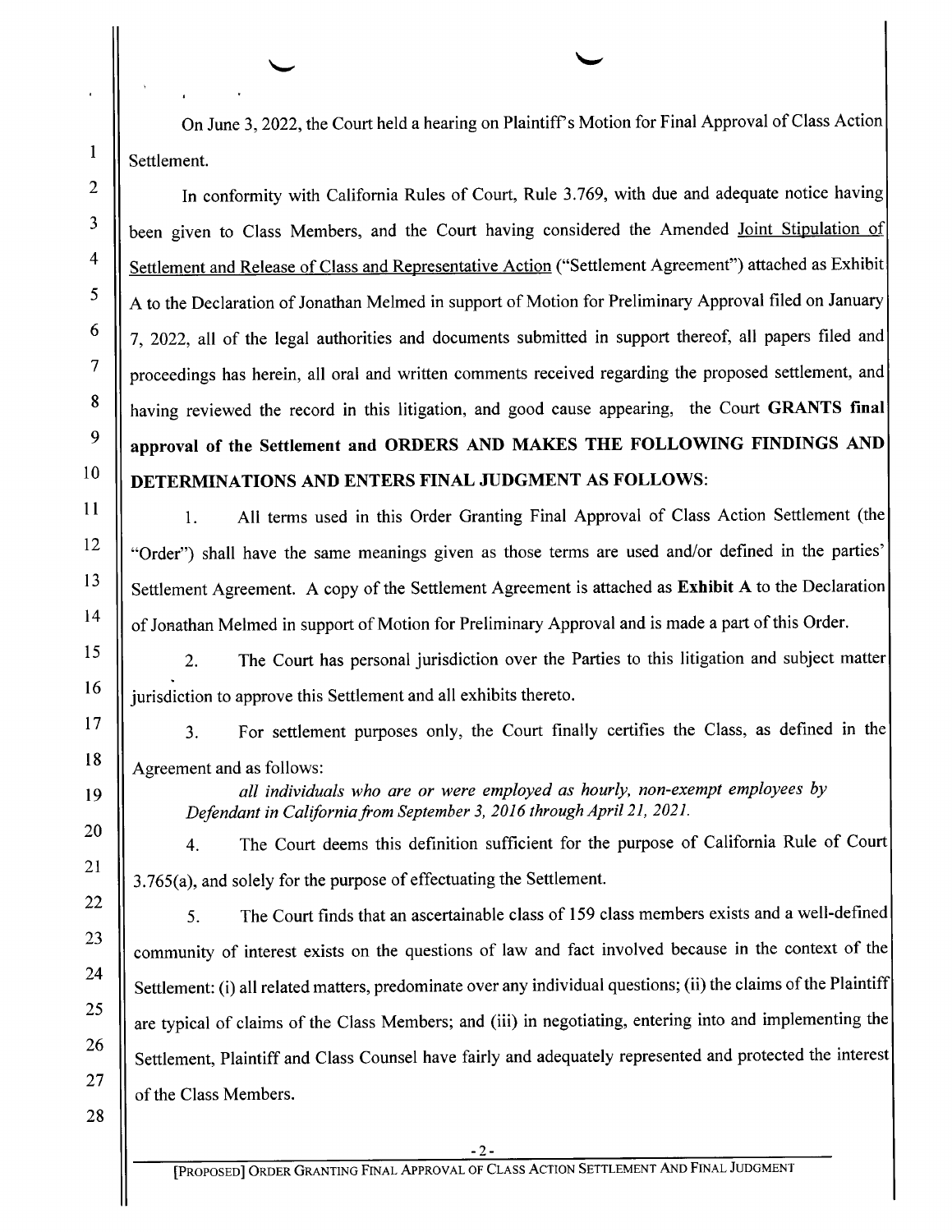On June 3, 2022, the Court held a hearing on Plaintiff's Motion for Final Approval of Class Action Settlement.

In conformity with California Rules of Court, Rule 3.769, with due and adequate notice having been given to Class Members, and the Court having considered the Amended Joint Stipulation of Settlement and Release of Class and Representative Action ("Settlement Agreement") attached as Exhibit A to the Declaration of Jonathan Melmed in support of Motion for Preliminary Approval filed on January 7, 2022, all of the legal authorities and documents submitted in support thereof, all papers filed and proceedings has herein, all oral and written comments received regarding the proposed settlement, and having reviewed the record in this litigation, and good cause appearing, the Court **GRANTS final approval of the Settlement and ORDERS AND MAKES THE FOLLOWING FINDINGS AND DETERMINATIONS AND ENTERS FINAL JUDGMENT AS FOLLOWS**:

1. All terms used in this Order Granting Final Approval of Class Action Settlement (the "Order") shall have the same meanings given as those terms are used and/or defined in the parties' Settlement Agreement. A copy of the Settlement Agreement is attached as **Exhibit A** to the Declaration of Jonathan Melmed in support of Motion for Preliminary Approval and is made a part of this Order.

2. The Court has personal jurisdiction over the Parties to this litigation and subject matter jurisdiction to approve this Settlement and all exhibits thereto.

3. For settlement purposes only, the Court finally certifies the Class, as defined in the Agreement and as follows:

   *all individuals who are or were employed as hourly, non-exempt employees by Defendant in California from September 3, 2016 through April 21, 2021.*

4. The Court deems this definition sufficient for the purpose of California Rule of Court 3.765(a), and solely for the purpose of effectuating the Settlement.

5. The Court finds that an ascertainable class of 159 class members exists and a well-defined community of interest exists on the questions of law and fact involved because in the context of the Settlement: (i) all related matters, predominate over any individual questions; (ii) the claims of the Plaintiff are typical of claims of the Class Members; and (iii) in negotiating, entering into and implementing the Settlement, Plaintiff and Class Counsel have fairly and adequately represented and protected the interest of the Class Members.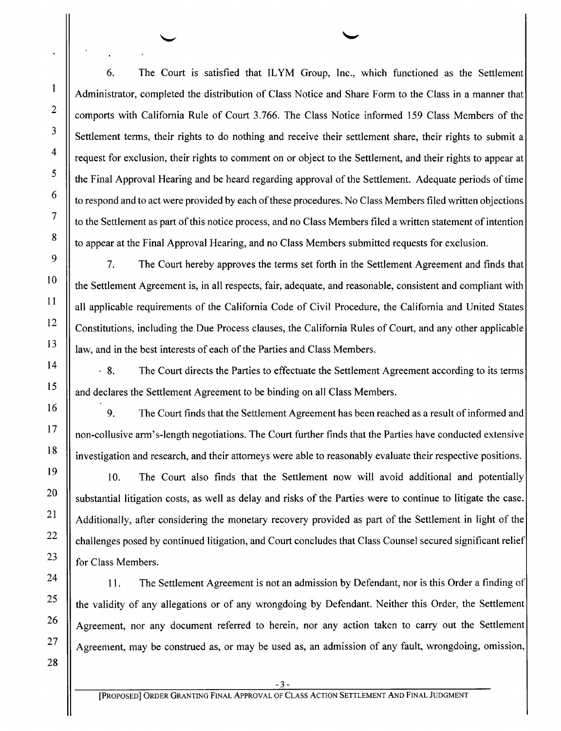6. The Court is satisfied that ILYM Group, Inc., which functioned as the Settlement Administrator, completed the distribution of Class Notice and Share Form to the Class in a manner that comports with California Rule of Court 3.766. The Class Notice informed 159 Class Members of the Settlement terms, their rights to do nothing and receive their settlement share, their rights to submit a request for exclusion, their rights to comment on or object to the Settlement, and their rights to appear at the Final Approval Hearing and be heard regarding approval of the Settlement. Adequate periods of time to respond and to act were provided by each of these procedures. No Class Members filed written objections to the Settlement as part of this notice process, and no Class Members filed a written statement of intention to appear at the Final Approval Hearing, and no Class Members submitted requests for exclusion.

7. The Court hereby approves the terms set forth in the Settlement Agreement and finds that the Settlement Agreement is, in all respects, fair, adequate, and reasonable, consistent and compliant with all applicable requirements of the California Code of Civil Procedure, the California and United States Constitutions, including the Due Process clauses, the California Rules of Court, and any other applicable law, and in the best interests of each of the Parties and Class Members.

8. The Court directs the Parties to effectuate the Settlement Agreement according to its terms and declares the Settlement Agreement to be binding on all Class Members.

9. The Court finds that the Settlement Agreement has been reached as a result of informed and non-collusive arm's-length negotiations. The Court further finds that the Parties have conducted extensive investigation and research, and their attorneys were able to reasonably evaluate their respective positions.

10. The Court also finds that the Settlement now will avoid additional and potentially substantial litigation costs, as well as delay and risks of the Parties were to continue to litigate the case. Additionally, after considering the monetary recovery provided as part of the Settlement in light of the challenges posed by continued litigation, and Court concludes that Class Counsel secured significant relief for Class Members.

11. The Settlement Agreement is not an admission by Defendant, nor is this Order a finding of the validity of any allegations or of any wrongdoing by Defendant. Neither this Order, the Settlement Agreement, nor any document referred to herein, nor any action taken to carry out the Settlement Agreement, may be construed as, or may be used as, an admission of any fault, wrongdoing, omission,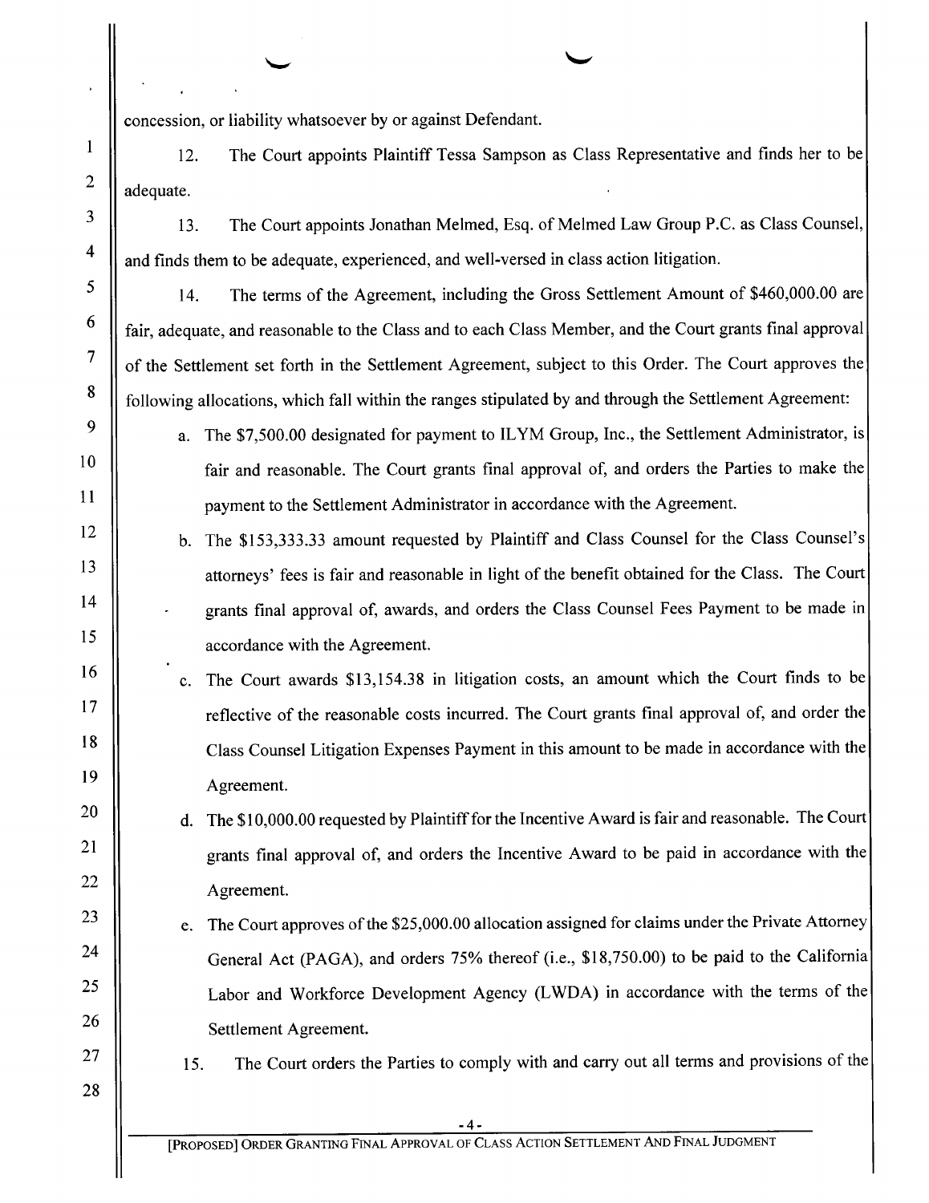concession, or liability whatsoever by or against Defendant.

12. The Court appoints Plaintiff Tessa Sampson as Class Representative and finds her to be adequate.

13. The Court appoints Jonathan Melmed, Esq. of Melmed Law Group P.C. as Class Counsel, and finds them to be adequate, experienced, and well-versed in class action litigation.

14. The terms of the Agreement, including the Gross Settlement Amount of $460,000.00 are fair, adequate, and reasonable to the Class and to each Class Member, and the Court grants final approval of the Settlement set forth in the Settlement Agreement, subject to this Order. The Court approves the following allocations, which fall within the ranges stipulated by and through the Settlement Agreement:

a. The $7,500.00 designated for payment to ILYM Group, Inc., the Settlement Administrator, is fair and reasonable. The Court grants final approval of, and orders the Parties to make the payment to the Settlement Administrator in accordance with the Agreement.

b. The $153,333.33 amount requested by Plaintiff and Class Counsel for the Class Counsel's attorneys' fees is fair and reasonable in light of the benefit obtained for the Class. The Court grants final approval of, awards, and orders the Class Counsel Fees Payment to be made in accordance with the Agreement.

c. The Court awards $13,154.38 in litigation costs, an amount which the Court finds to be reflective of the reasonable costs incurred. The Court grants final approval of, and order the Class Counsel Litigation Expenses Payment in this amount to be made in accordance with the Agreement.

d. The $10,000.00 requested by Plaintiff for the Incentive Award is fair and reasonable. The Court grants final approval of, and orders the Incentive Award to be paid in accordance with the Agreement.

e. The Court approves of the $25,000.00 allocation assigned for claims under the Private Attorney General Act (PAGA), and orders 75% thereof (i.e., $18,750.00) to be paid to the California Labor and Workforce Development Agency (LWDA) in accordance with the terms of the Settlement Agreement.

15. The Court orders the Parties to comply with and carry out all terms and provisions of the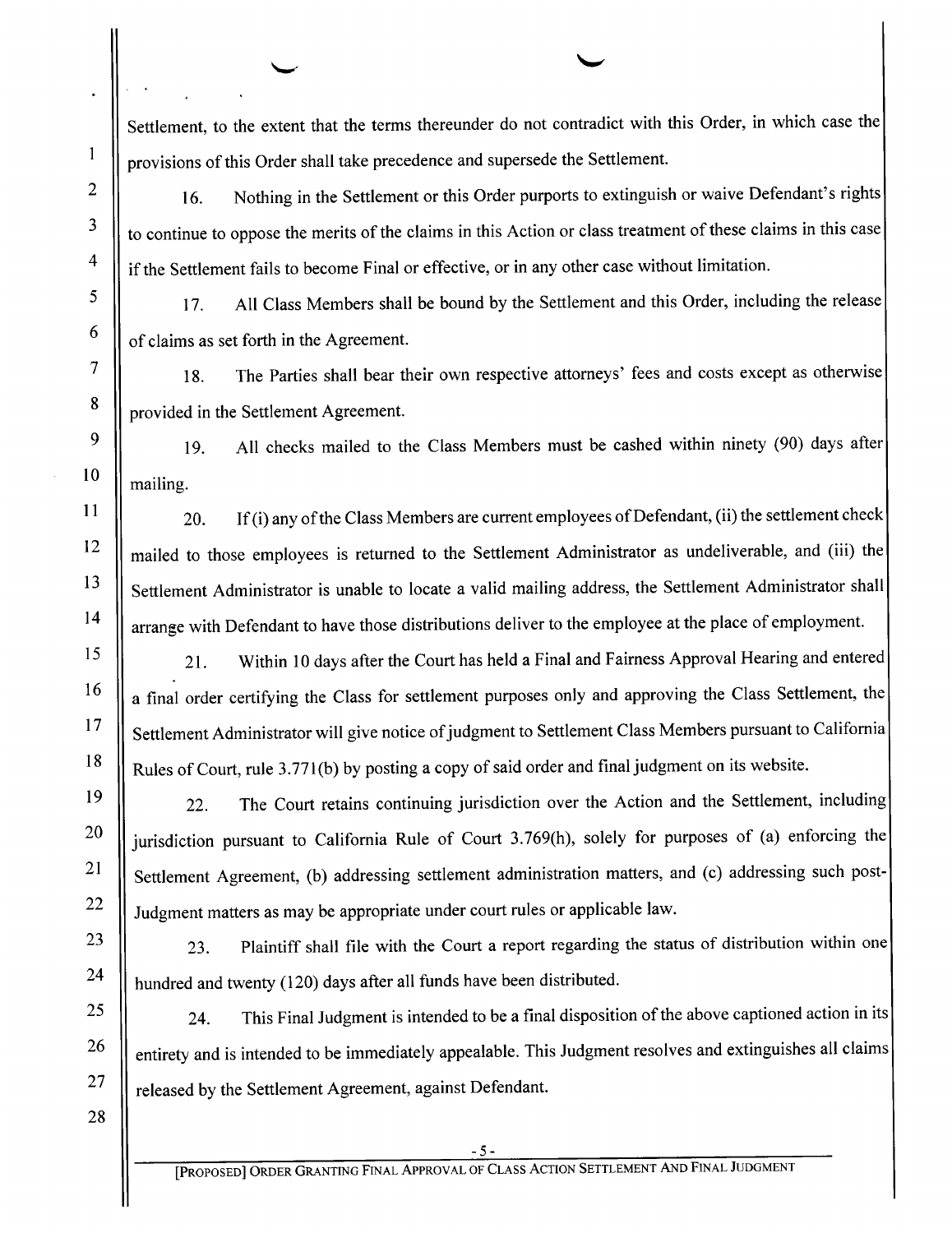Settlement, to the extent that the terms thereunder do not contradict with this Order, in which case the provisions of this Order shall take precedence and supersede the Settlement.

16. Nothing in the Settlement or this Order purports to extinguish or waive Defendant's rights to continue to oppose the merits of the claims in this Action or class treatment of these claims in this case if the Settlement fails to become Final or effective, or in any other case without limitation.

17. All Class Members shall be bound by the Settlement and this Order, including the release of claims as set forth in the Agreement.

18. The Parties shall bear their own respective attorneys' fees and costs except as otherwise provided in the Settlement Agreement.

19. All checks mailed to the Class Members must be cashed within ninety (90) days after mailing.

20. If (i) any of the Class Members are current employees of Defendant, (ii) the settlement check mailed to those employees is returned to the Settlement Administrator as undeliverable, and (iii) the Settlement Administrator is unable to locate a valid mailing address, the Settlement Administrator shall arrange with Defendant to have those distributions deliver to the employee at the place of employment.

21. Within 10 days after the Court has held a Final and Fairness Approval Hearing and entered a final order certifying the Class for settlement purposes only and approving the Class Settlement, the Settlement Administrator will give notice of judgment to Settlement Class Members pursuant to California Rules of Court, rule 3.771(b) by posting a copy of said order and final judgment on its website.

22. The Court retains continuing jurisdiction over the Action and the Settlement, including jurisdiction pursuant to California Rule of Court 3.769(h), solely for purposes of (a) enforcing the Settlement Agreement, (b) addressing settlement administration matters, and (c) addressing such post-Judgment matters as may be appropriate under court rules or applicable law.

23. Plaintiff shall file with the Court a report regarding the status of distribution within one hundred and twenty (120) days after all funds have been distributed.

24. This Final Judgment is intended to be a final disposition of the above captioned action in its entirety and is intended to be immediately appealable. This Judgment resolves and extinguishes all claims released by the Settlement Agreement, against Defendant.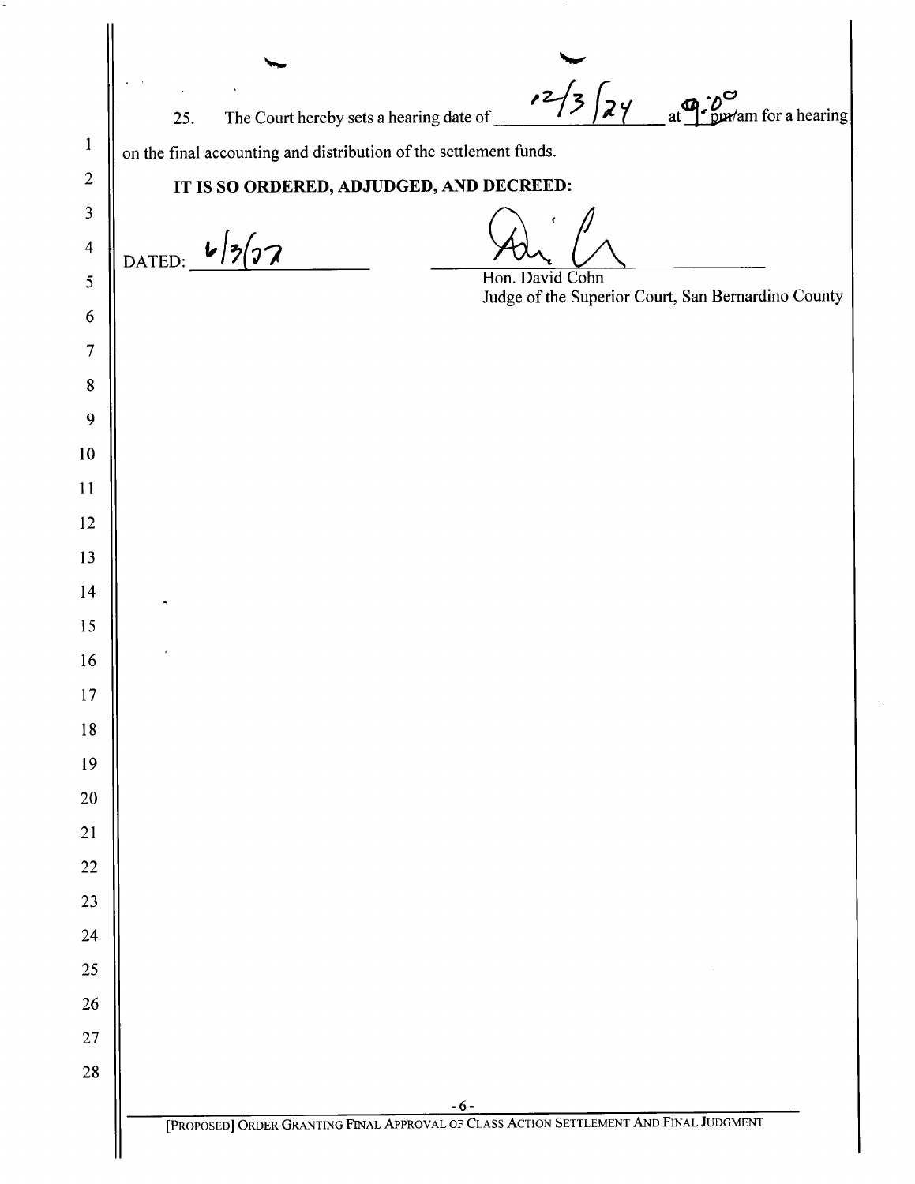25. The Court hereby sets a hearing date of 12/3/24 at 9:00 ~~pm~~/am for a hearing on the final accounting and distribution of the settlement funds.

**IT IS SO ORDERED, ADJUDGED, AND DECREED:**

DATED: 6/3/22

Hon. David Cohn
Judge of the Superior Court, San Bernardino County

[PROPOSED] ORDER GRANTING FINAL APPROVAL OF CLASS ACTION SETTLEMENT AND FINAL JUDGMENT